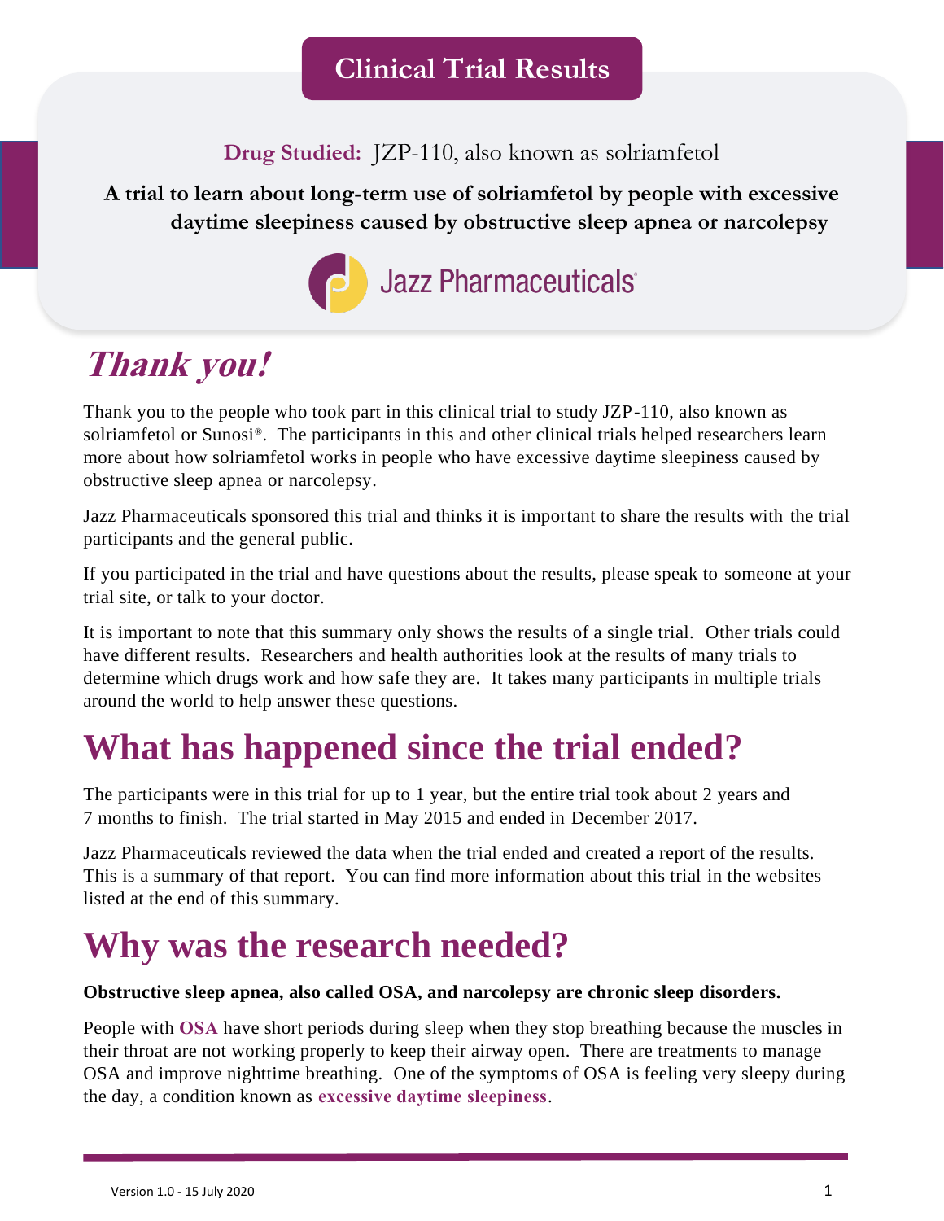# Clinical Trial Results

**Drug Studied:** JZP-110, also known as solriamfetol

**A trial to learn about long-term use of solriamfetol by people with excessive daytime sleepiness caused by obstructive sleep apnea or narcolepsy**

Jazz Pharmaceuticals®

## *Thank you!*

Thank you to the people who took part in this clinical trial to study JZP-110, also known as solriamfetol or Sunosi®. The participants in this and other clinical trials helped researchers learn more about how solriamfetol works in people who have excessive daytime sleepiness caused by obstructive sleep apnea or narcolepsy.

Jazz Pharmaceuticals sponsored this trial and thinks it is important to share the results with the trial participants and the general public.

If you participated in the trial and have questions about the results, please speak to someone at your trial site, or talk to your doctor.

It is important to note that this summary only shows the results of a single trial. Other trials could have different results. Researchers and health authorities look at the results of many trials to determine which drugs work and how safe they are. It takes many participants in multiple trials around the world to help answer these questions.

## What has happened since the trial ended?

The participants were in this trial for up to 1 year, but the entire trial took about 2 years and 7 months to finish. The trial started in May 2015 and ended in December 2017.

Jazz Pharmaceuticals reviewed the data when the trial ended and created a report of the results. This is a summary of that report. You can find more information about this trial in the websites listed at the end of this summary.

## Why was the research needed?

**Obstructive sleep apnea, also called OSA, and narcolepsy are chronic sleep disorders.**

People with **OSA** have short periods during sleep when they stop breathing because the muscles in their throat are not working properly to keep their airway open. There are treatments to manage OSA and improve nighttime breathing. One of the symptoms of OSA is feeling very sleepy during the day, a condition known as **excessive daytime sleepiness**.

Version 1.0 - 15 July 2020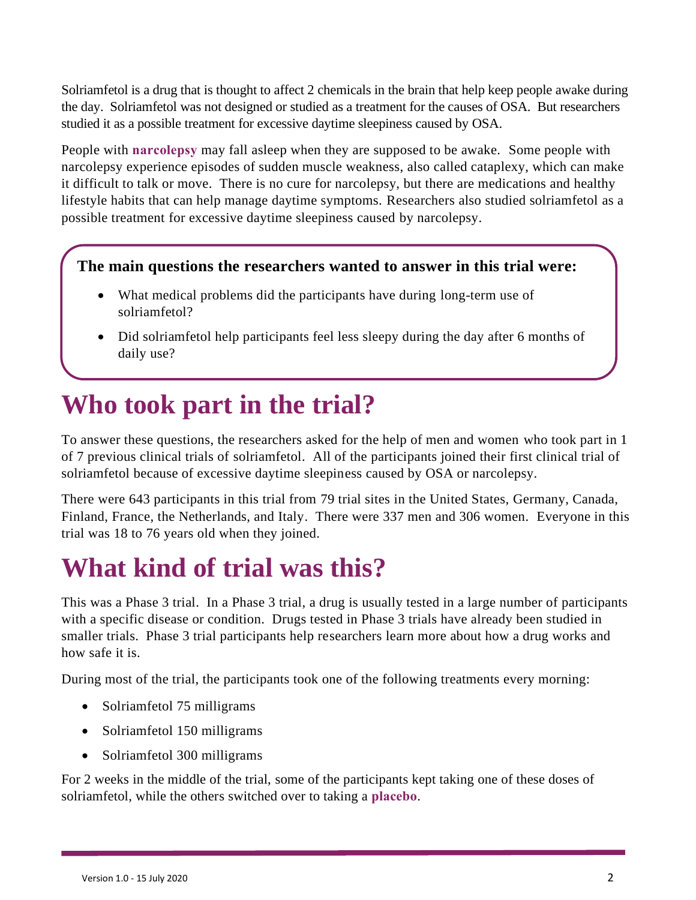Solriamfetol is a drug that is thought to affect 2 chemicals in the brain that help keep people awake during the day. Solriamfetol was not designed or studied as a treatment for the causes of OSA. But researchers studied it as a possible treatment for excessive daytime sleepiness caused by OSA.

People with **narcolepsy** may fall asleep when they are supposed to be awake. Some people with narcolepsy experience episodes of sudden muscle weakness, also called cataplexy, which can make it difficult to talk or move. There is no cure for narcolepsy, but there are medications and healthy lifestyle habits that can help manage daytime symptoms. Researchers also studied solriamfetol as a possible treatment for excessive daytime sleepiness caused by narcolepsy.

**The main questions the researchers wanted to answer in this trial were:**

- What medical problems did the participants have during long-term use of solriamfetol?
- Did solriamfetol help participants feel less sleepy during the day after 6 months of daily use?

# Who took part in the trial?

To answer these questions, the researchers asked for the help of men and women who took part in 1 of 7 previous clinical trials of solriamfetol. All of the participants joined their first clinical trial of solriamfetol because of excessive daytime sleepiness caused by OSA or narcolepsy.

There were 643 participants in this trial from 79 trial sites in the United States, Germany, Canada, Finland, France, the Netherlands, and Italy. There were 337 men and 306 women. Everyone in this trial was 18 to 76 years old when they joined.

# What kind of trial was this?

This was a Phase 3 trial. In a Phase 3 trial, a drug is usually tested in a large number of participants with a specific disease or condition. Drugs tested in Phase 3 trials have already been studied in smaller trials. Phase 3 trial participants help researchers learn more about how a drug works and how safe it is.

During most of the trial, the participants took one of the following treatments every morning:

- Solriamfetol 75 milligrams
- Solriamfetol 150 milligrams
- Solriamfetol 300 milligrams

For 2 weeks in the middle of the trial, some of the participants kept taking one of these doses of solriamfetol, while the others switched over to taking a **placebo**.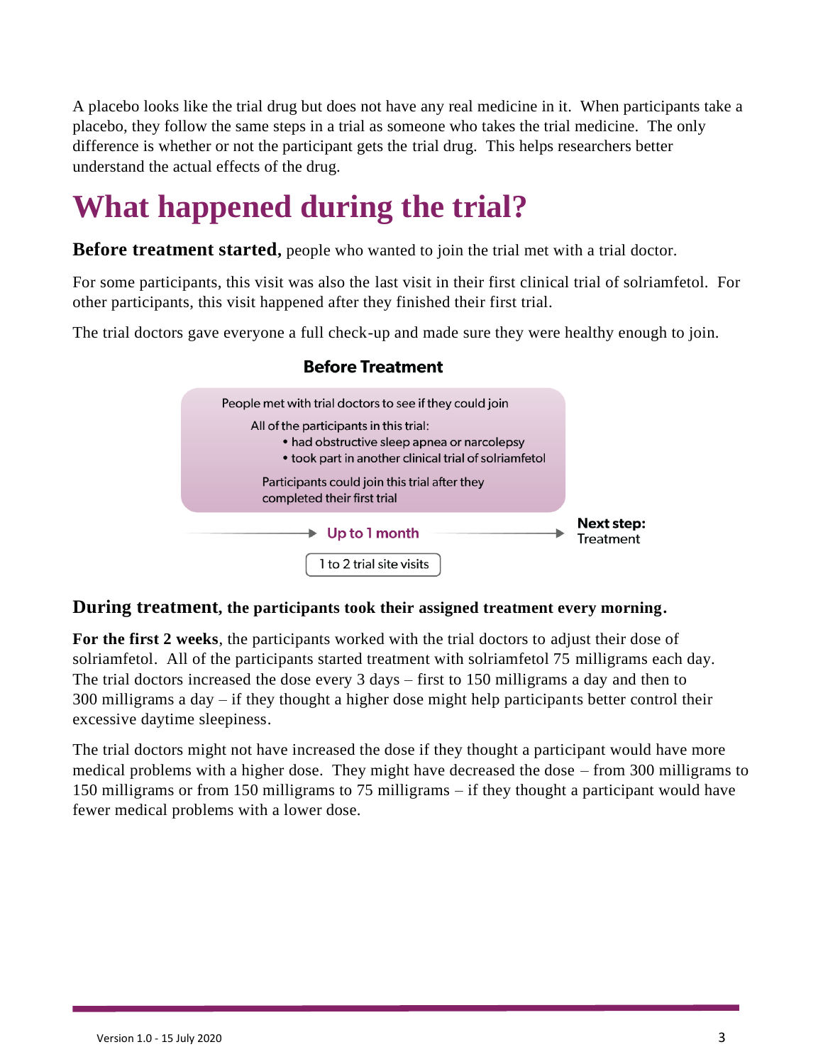A placebo looks like the trial drug but does not have any real medicine in it. When participants take a placebo, they follow the same steps in a trial as someone who takes the trial medicine. The only difference is whether or not the participant gets the trial drug. This helps researchers better understand the actual effects of the drug.

# What happened during the trial?

**Before treatment started,** people who wanted to join the trial met with a trial doctor.

For some participants, this visit was also the last visit in their first clinical trial of solriamfetol. For other participants, this visit happened after they finished their first trial.

The trial doctors gave everyone a full check-up and made sure they were healthy enough to join.

**Before Treatment**

People met with trial doctors to see if they could join

All of the participants in this trial:

- had obstructive sleep apnea or narcolepsy
- took part in another clinical trial of solriamfetol

Participants could join this trial after they completed their first trial

Up to 1 month

1 to 2 trial site visits

**Next step:** Treatment

**During treatment, the participants took their assigned treatment every morning.**

**For the first 2 weeks**, the participants worked with the trial doctors to adjust their dose of solriamfetol. All of the participants started treatment with solriamfetol 75 milligrams each day. The trial doctors increased the dose every 3 days – first to 150 milligrams a day and then to 300 milligrams a day – if they thought a higher dose might help participants better control their excessive daytime sleepiness.

The trial doctors might not have increased the dose if they thought a participant would have more medical problems with a higher dose. They might have decreased the dose – from 300 milligrams to 150 milligrams or from 150 milligrams to 75 milligrams – if they thought a participant would have fewer medical problems with a lower dose.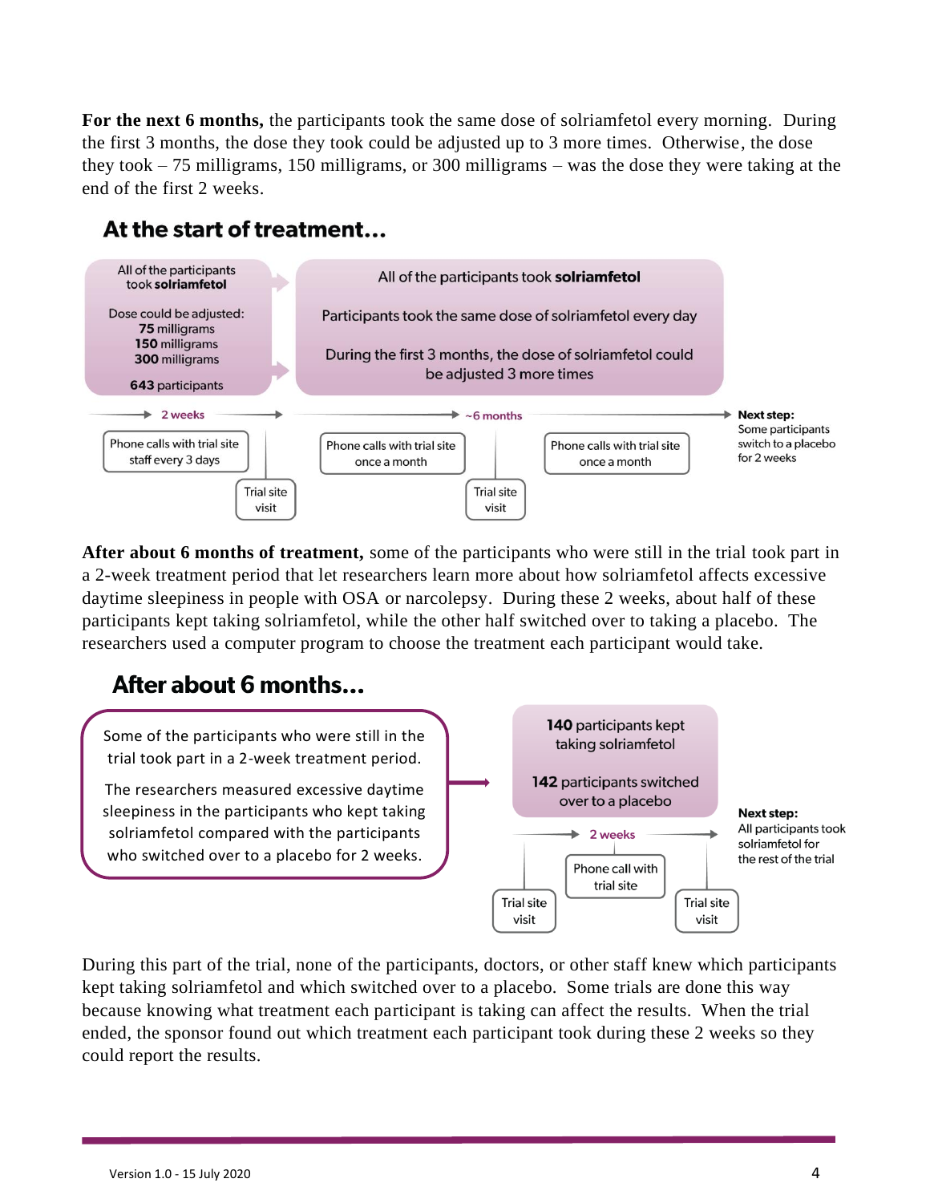**For the next 6 months,** the participants took the same dose of solriamfetol every morning. During the first 3 months, the dose they took could be adjusted up to 3 more times. Otherwise, the dose they took – 75 milligrams, 150 milligrams, or 300 milligrams – was the dose they were taking at the end of the first 2 weeks.

## At the start of treatment...

All of the participants took **solriamfetol**

Dose could be adjusted:
**75** milligrams
**150** milligrams
**300** milligrams

**643** participants

All of the participants took **solriamfetol**

Participants took the same dose of solriamfetol every day

During the first 3 months, the dose of solriamfetol could be adjusted 3 more times

2 weeks

~6 months

Phone calls with trial site staff every 3 days

Trial site visit

Phone calls with trial site once a month

Trial site visit

Phone calls with trial site once a month

**Next step:** Some participants switch to a placebo for 2 weeks

**After about 6 months of treatment,** some of the participants who were still in the trial took part in a 2-week treatment period that let researchers learn more about how solriamfetol affects excessive daytime sleepiness in people with OSA or narcolepsy. During these 2 weeks, about half of these participants kept taking solriamfetol, while the other half switched over to taking a placebo. The researchers used a computer program to choose the treatment each participant would take.

## After about 6 months...

Some of the participants who were still in the trial took part in a 2-week treatment period.

The researchers measured excessive daytime sleepiness in the participants who kept taking solriamfetol compared with the participants who switched over to a placebo for 2 weeks.

**140** participants kept taking solriamfetol

**142** participants switched over to a placebo

2 weeks

Trial site visit

Phone call with trial site

Trial site visit

**Next step:** All participants took solriamfetol for the rest of the trial

During this part of the trial, none of the participants, doctors, or other staff knew which participants kept taking solriamfetol and which switched over to a placebo. Some trials are done this way because knowing what treatment each participant is taking can affect the results. When the trial ended, the sponsor found out which treatment each participant took during these 2 weeks so they could report the results.

Version 1.0 - 15 July 2020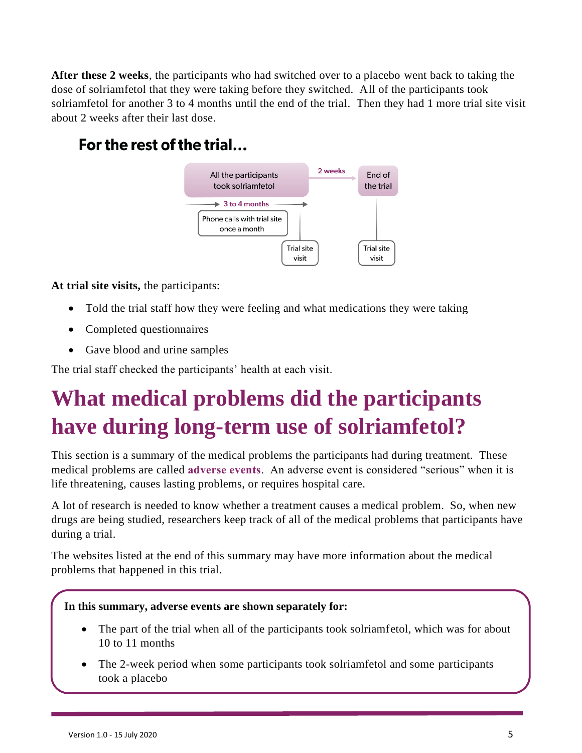**After these 2 weeks**, the participants who had switched over to a placebo went back to taking the dose of solriamfetol that they were taking before they switched. All of the participants took solriamfetol for another 3 to 4 months until the end of the trial. Then they had 1 more trial site visit about 2 weeks after their last dose.

## For the rest of the trial…

All the participants took solriamfetol → 2 weeks → End of the trial

3 to 4 months

Phone calls with trial site once a month

Trial site visit

Trial site visit

**At trial site visits,** the participants:

- Told the trial staff how they were feeling and what medications they were taking
- Completed questionnaires
- Gave blood and urine samples

The trial staff checked the participants' health at each visit.

# What medical problems did the participants have during long-term use of solriamfetol?

This section is a summary of the medical problems the participants had during treatment. These medical problems are called **adverse events**. An adverse event is considered "serious" when it is life threatening, causes lasting problems, or requires hospital care.

A lot of research is needed to know whether a treatment causes a medical problem. So, when new drugs are being studied, researchers keep track of all of the medical problems that participants have during a trial.

The websites listed at the end of this summary may have more information about the medical problems that happened in this trial.

**In this summary, adverse events are shown separately for:**

- The part of the trial when all of the participants took solriamfetol, which was for about 10 to 11 months
- The 2-week period when some participants took solriamfetol and some participants took a placebo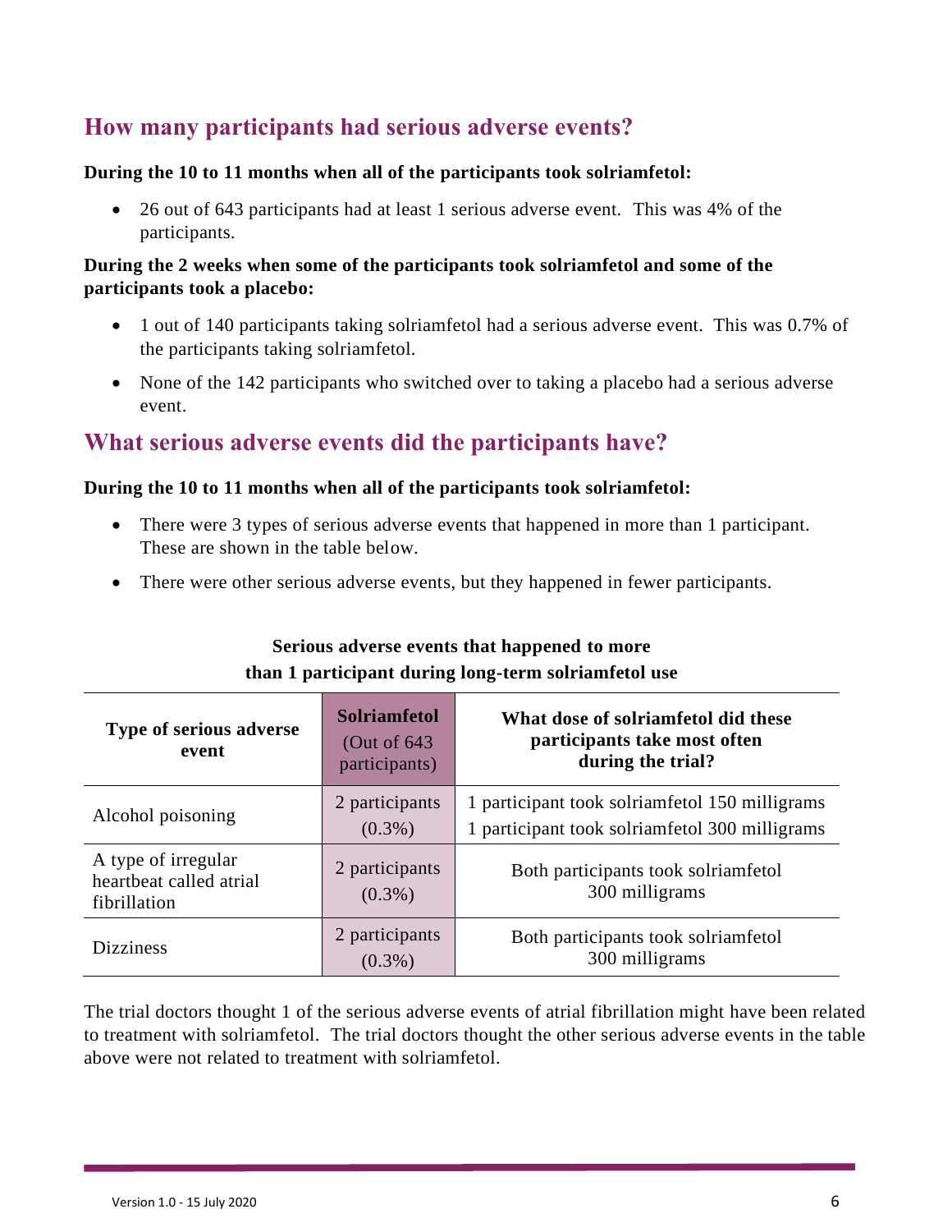## How many participants had serious adverse events?

**During the 10 to 11 months when all of the participants took solriamfetol:**

- 26 out of 643 participants had at least 1 serious adverse event. This was 4% of the participants.

**During the 2 weeks when some of the participants took solriamfetol and some of the participants took a placebo:**

- 1 out of 140 participants taking solriamfetol had a serious adverse event. This was 0.7% of the participants taking solriamfetol.
- None of the 142 participants who switched over to taking a placebo had a serious adverse event.

## What serious adverse events did the participants have?

**During the 10 to 11 months when all of the participants took solriamfetol:**

- There were 3 types of serious adverse events that happened in more than 1 participant. These are shown in the table below.
- There were other serious adverse events, but they happened in fewer participants.

**Serious adverse events that happened to more than 1 participant during long-term solriamfetol use**

| Type of serious adverse event | Solriamfetol (Out of 643 participants) | What dose of solriamfetol did these participants take most often during the trial? |
|---|---|---|
| Alcohol poisoning | 2 participants (0.3%) | 1 participant took solriamfetol 150 milligrams<br>1 participant took solriamfetol 300 milligrams |
| A type of irregular heartbeat called atrial fibrillation | 2 participants (0.3%) | Both participants took solriamfetol 300 milligrams |
| Dizziness | 2 participants (0.3%) | Both participants took solriamfetol 300 milligrams |

The trial doctors thought 1 of the serious adverse events of atrial fibrillation might have been related to treatment with solriamfetol. The trial doctors thought the other serious adverse events in the table above were not related to treatment with solriamfetol.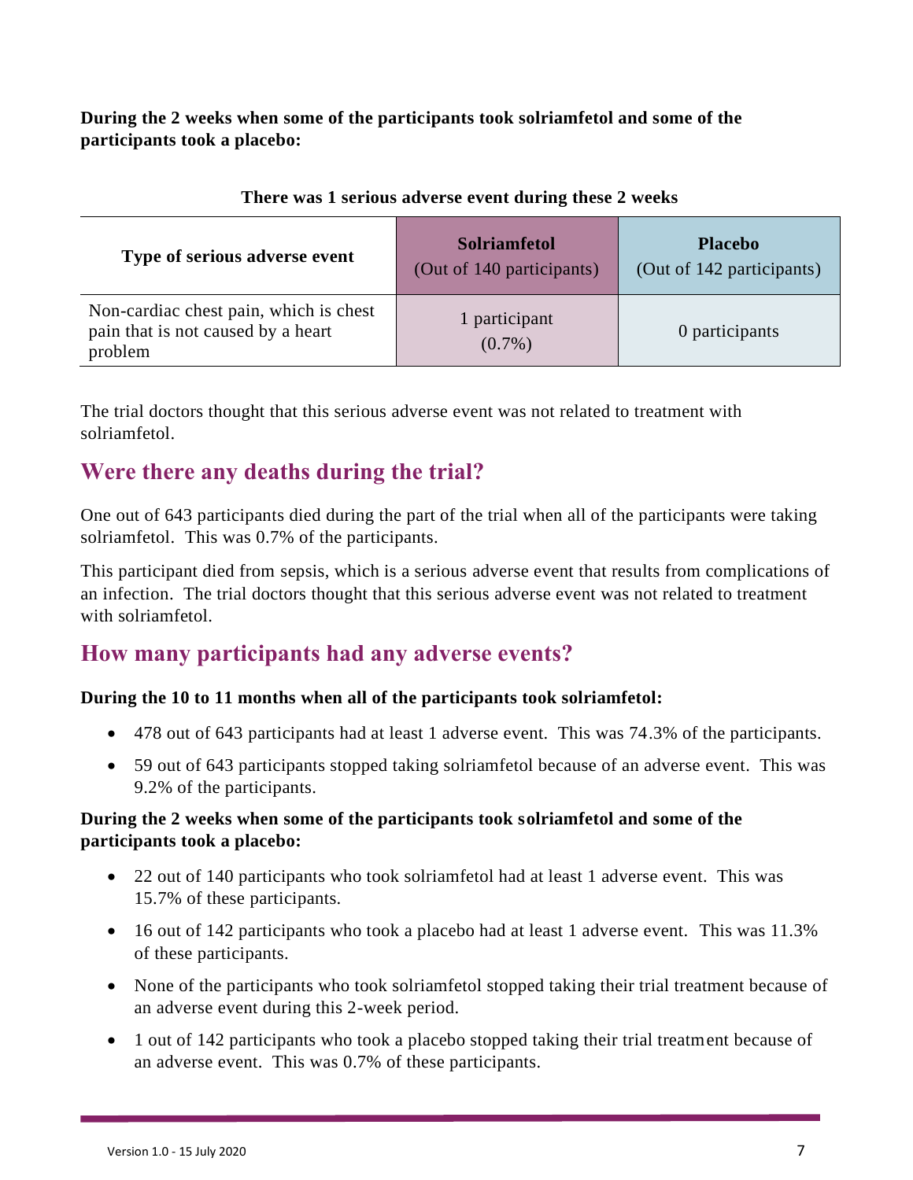**During the 2 weeks when some of the participants took solriamfetol and some of the participants took a placebo:**

**There was 1 serious adverse event during these 2 weeks**

| Type of serious adverse event | Solriamfetol (Out of 140 participants) | Placebo (Out of 142 participants) |
|---|---|---|
| Non-cardiac chest pain, which is chest pain that is not caused by a heart problem | 1 participant (0.7%) | 0 participants |

The trial doctors thought that this serious adverse event was not related to treatment with solriamfetol.

## Were there any deaths during the trial?

One out of 643 participants died during the part of the trial when all of the participants were taking solriamfetol. This was 0.7% of the participants.

This participant died from sepsis, which is a serious adverse event that results from complications of an infection. The trial doctors thought that this serious adverse event was not related to treatment with solriamfetol.

## How many participants had any adverse events?

**During the 10 to 11 months when all of the participants took solriamfetol:**

- 478 out of 643 participants had at least 1 adverse event. This was 74.3% of the participants.
- 59 out of 643 participants stopped taking solriamfetol because of an adverse event. This was 9.2% of the participants.

**During the 2 weeks when some of the participants took solriamfetol and some of the participants took a placebo:**

- 22 out of 140 participants who took solriamfetol had at least 1 adverse event. This was 15.7% of these participants.
- 16 out of 142 participants who took a placebo had at least 1 adverse event. This was 11.3% of these participants.
- None of the participants who took solriamfetol stopped taking their trial treatment because of an adverse event during this 2-week period.
- 1 out of 142 participants who took a placebo stopped taking their trial treatment because of an adverse event. This was 0.7% of these participants.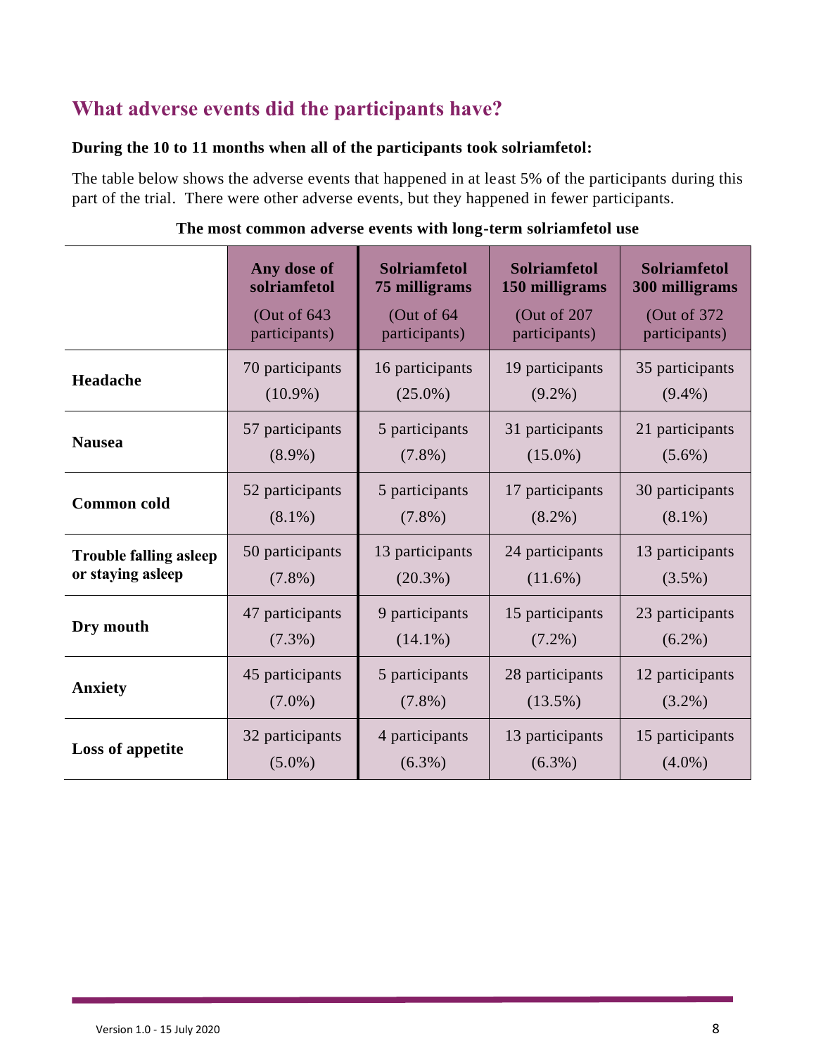## What adverse events did the participants have?

**During the 10 to 11 months when all of the participants took solriamfetol:**

The table below shows the adverse events that happened in at least 5% of the participants during this part of the trial. There were other adverse events, but they happened in fewer participants.

**The most common adverse events with long-term solriamfetol use**

| | **Any dose of solriamfetol** (Out of 643 participants) | **Solriamfetol 75 milligrams** (Out of 64 participants) | **Solriamfetol 150 milligrams** (Out of 207 participants) | **Solriamfetol 300 milligrams** (Out of 372 participants) |
|---|---|---|---|---|
| **Headache** | 70 participants (10.9%) | 16 participants (25.0%) | 19 participants (9.2%) | 35 participants (9.4%) |
| **Nausea** | 57 participants (8.9%) | 5 participants (7.8%) | 31 participants (15.0%) | 21 participants (5.6%) |
| **Common cold** | 52 participants (8.1%) | 5 participants (7.8%) | 17 participants (8.2%) | 30 participants (8.1%) |
| **Trouble falling asleep or staying asleep** | 50 participants (7.8%) | 13 participants (20.3%) | 24 participants (11.6%) | 13 participants (3.5%) |
| **Dry mouth** | 47 participants (7.3%) | 9 participants (14.1%) | 15 participants (7.2%) | 23 participants (6.2%) |
| **Anxiety** | 45 participants (7.0%) | 5 participants (7.8%) | 28 participants (13.5%) | 12 participants (3.2%) |
| **Loss of appetite** | 32 participants (5.0%) | 4 participants (6.3%) | 13 participants (6.3%) | 15 participants (4.0%) |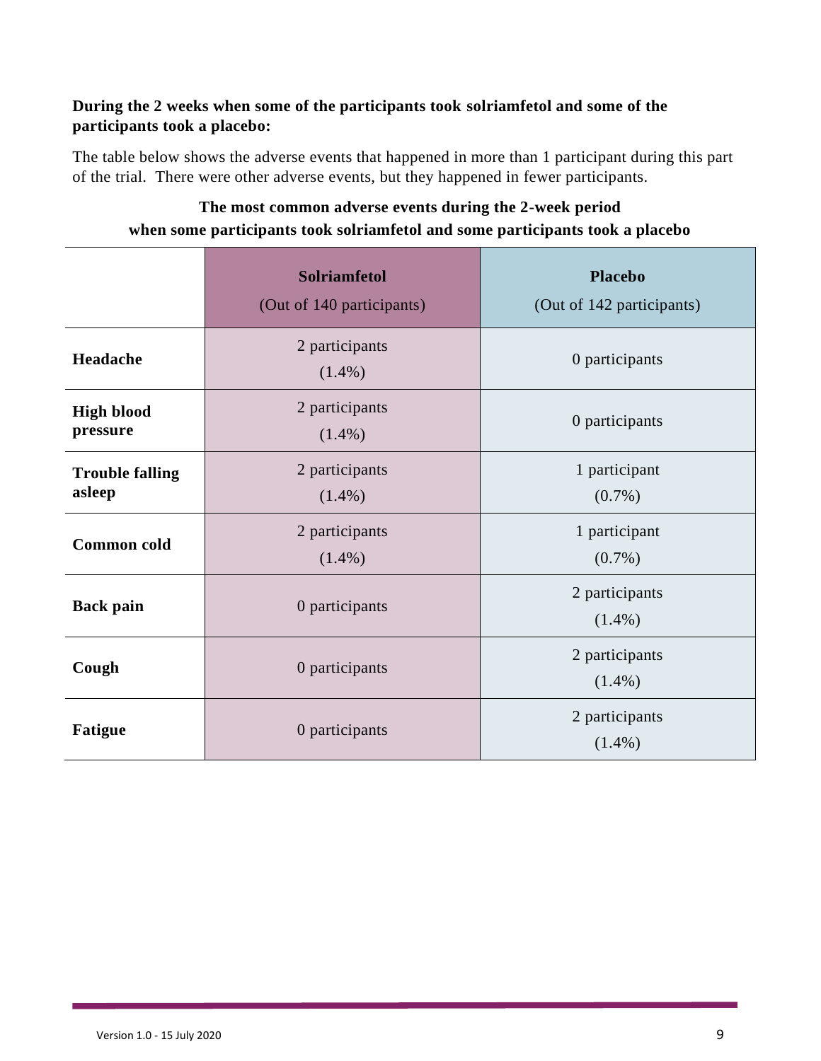**During the 2 weeks when some of the participants took solriamfetol and some of the participants took a placebo:**

The table below shows the adverse events that happened in more than 1 participant during this part of the trial. There were other adverse events, but they happened in fewer participants.

**The most common adverse events during the 2-week period when some participants took solriamfetol and some participants took a placebo**

| | **Solriamfetol** (Out of 140 participants) | **Placebo** (Out of 142 participants) |
|---|---|---|
| **Headache** | 2 participants (1.4%) | 0 participants |
| **High blood pressure** | 2 participants (1.4%) | 0 participants |
| **Trouble falling asleep** | 2 participants (1.4%) | 1 participant (0.7%) |
| **Common cold** | 2 participants (1.4%) | 1 participant (0.7%) |
| **Back pain** | 0 participants | 2 participants (1.4%) |
| **Cough** | 0 participants | 2 participants (1.4%) |
| **Fatigue** | 0 participants | 2 participants (1.4%) |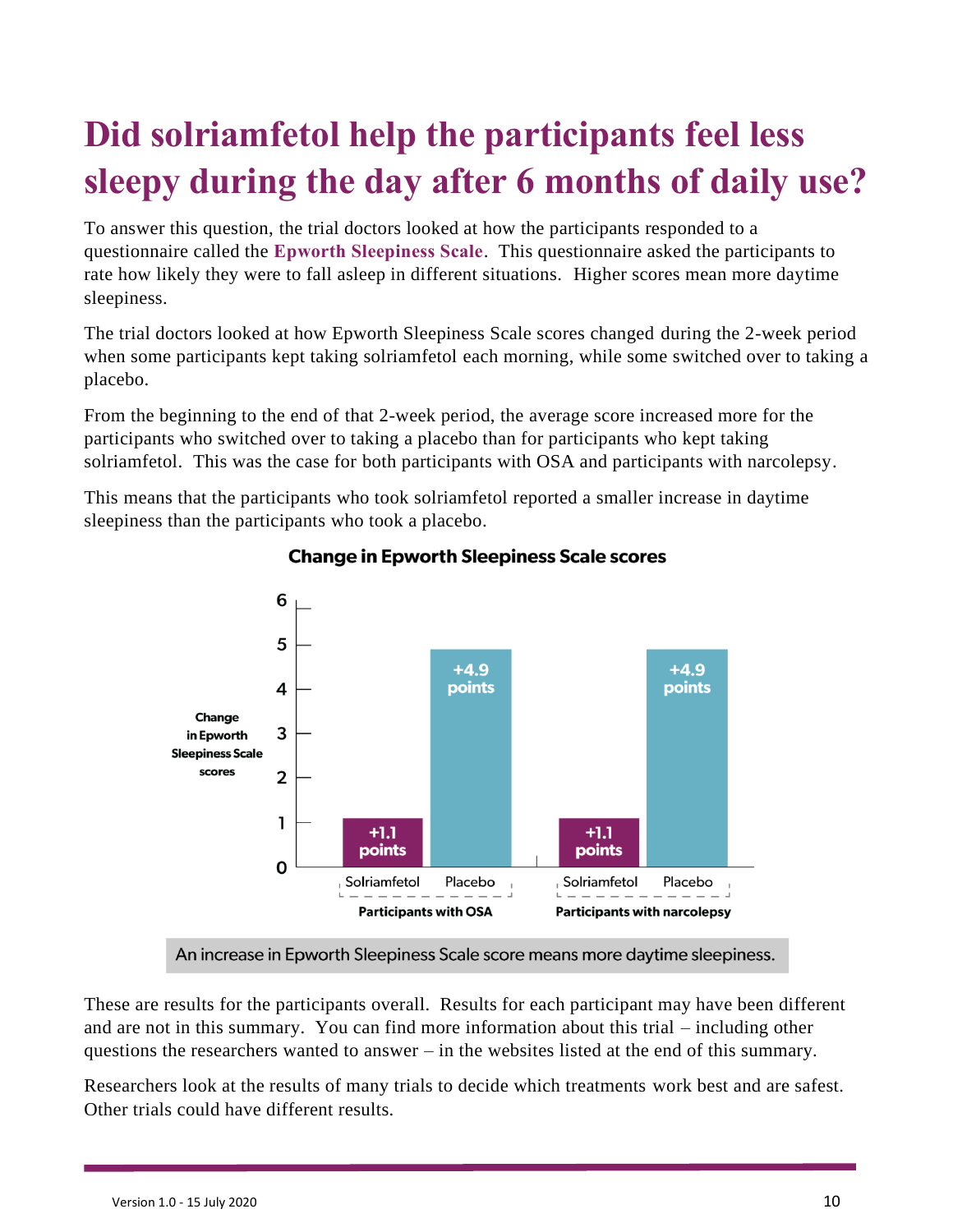# Did solriamfetol help the participants feel less sleepy during the day after 6 months of daily use?

To answer this question, the trial doctors looked at how the participants responded to a questionnaire called the **Epworth Sleepiness Scale**. This questionnaire asked the participants to rate how likely they were to fall asleep in different situations. Higher scores mean more daytime sleepiness.

The trial doctors looked at how Epworth Sleepiness Scale scores changed during the 2-week period when some participants kept taking solriamfetol each morning, while some switched over to taking a placebo.

From the beginning to the end of that 2-week period, the average score increased more for the participants who switched over to taking a placebo than for participants who kept taking solriamfetol. This was the case for both participants with OSA and participants with narcolepsy.

This means that the participants who took solriamfetol reported a smaller increase in daytime sleepiness than the participants who took a placebo.

**Change in Epworth Sleepiness Scale scores**

| Change in Epworth Sleepiness Scale scores | Solriamfetol | Placebo |
|---|---|---|
| Participants with OSA | +1.1 points | +4.9 points |
| Participants with narcolepsy | +1.1 points | +4.9 points |

An increase in Epworth Sleepiness Scale score means more daytime sleepiness.

These are results for the participants overall. Results for each participant may have been different and are not in this summary. You can find more information about this trial – including other questions the researchers wanted to answer – in the websites listed at the end of this summary.

Researchers look at the results of many trials to decide which treatments work best and are safest. Other trials could have different results.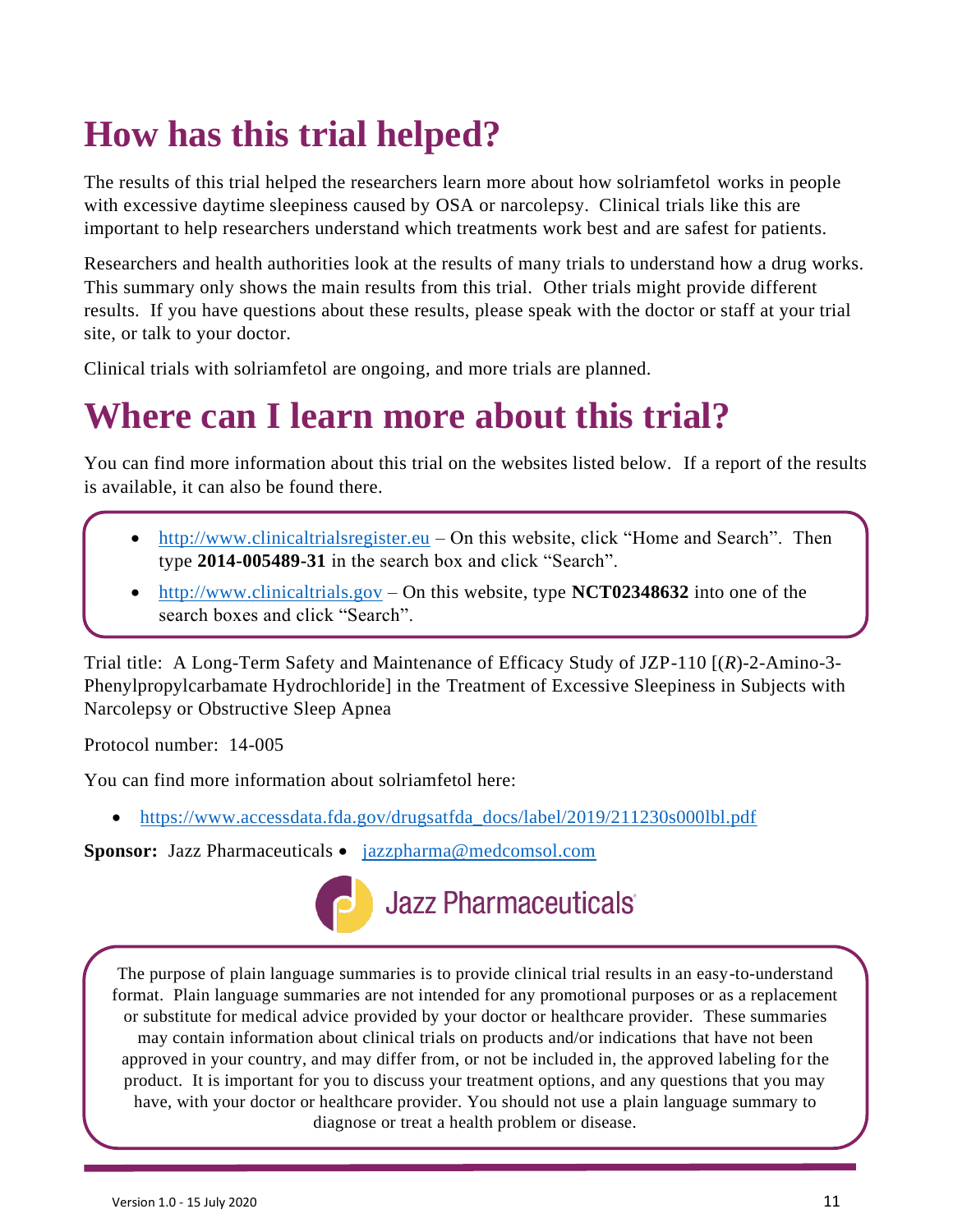# How has this trial helped?

The results of this trial helped the researchers learn more about how solriamfetol works in people with excessive daytime sleepiness caused by OSA or narcolepsy. Clinical trials like this are important to help researchers understand which treatments work best and are safest for patients.

Researchers and health authorities look at the results of many trials to understand how a drug works. This summary only shows the main results from this trial. Other trials might provide different results. If you have questions about these results, please speak with the doctor or staff at your trial site, or talk to your doctor.

Clinical trials with solriamfetol are ongoing, and more trials are planned.

# Where can I learn more about this trial?

You can find more information about this trial on the websites listed below. If a report of the results is available, it can also be found there.

- http://www.clinicaltrialsregister.eu – On this website, click "Home and Search". Then type **2014-005489-31** in the search box and click "Search".
- http://www.clinicaltrials.gov – On this website, type **NCT02348632** into one of the search boxes and click "Search".

Trial title: A Long-Term Safety and Maintenance of Efficacy Study of JZP-110 [(*R*)-2-Amino-3-Phenylpropylcarbamate Hydrochloride] in the Treatment of Excessive Sleepiness in Subjects with Narcolepsy or Obstructive Sleep Apnea

Protocol number: 14-005

You can find more information about solriamfetol here:

- https://www.accessdata.fda.gov/drugsatfda_docs/label/2019/211230s000lbl.pdf

**Sponsor:** Jazz Pharmaceuticals • jazzpharma@medcomsol.com

Jazz Pharmaceuticals

The purpose of plain language summaries is to provide clinical trial results in an easy-to-understand format. Plain language summaries are not intended for any promotional purposes or as a replacement or substitute for medical advice provided by your doctor or healthcare provider. These summaries may contain information about clinical trials on products and/or indications that have not been approved in your country, and may differ from, or not be included in, the approved labeling for the product. It is important for you to discuss your treatment options, and any questions that you may have, with your doctor or healthcare provider. You should not use a plain language summary to diagnose or treat a health problem or disease.

Version 1.0 - 15 July 2020